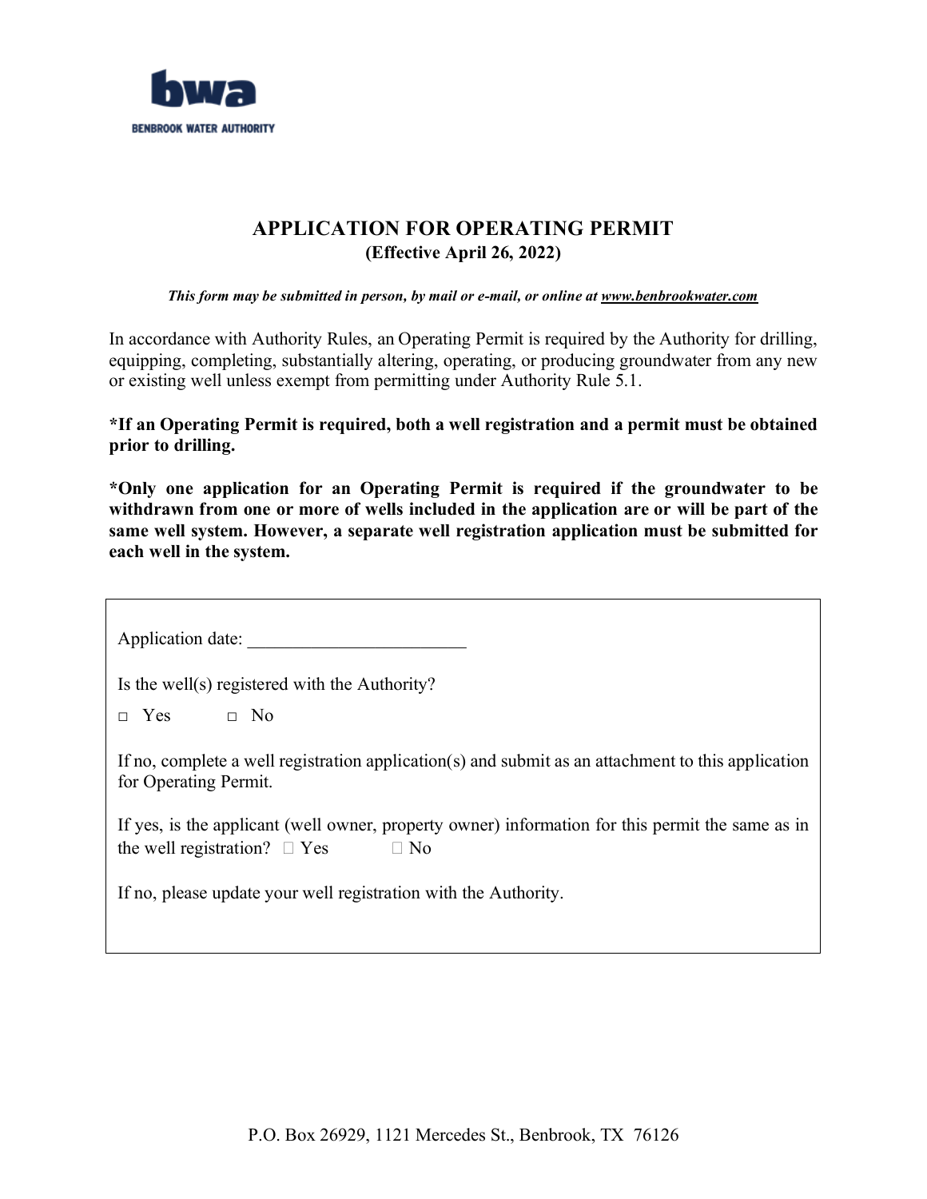**BENBROOK WATER AUTHORITY**

# APPLICATION FOR OPERATING PERMIT

**(Effective April 26, 2022)**

***This form may be submitted in person, by mail or e-mail, or online at www.benbrookwater.com***

In accordance with Authority Rules, an Operating Permit is required by the Authority for drilling, equipping, completing, substantially altering, operating, or producing groundwater from any new or existing well unless exempt from permitting under Authority Rule 5.1.

**\*If an Operating Permit is required, both a well registration and a permit must be obtained prior to drilling.**

**\*Only one application for an Operating Permit is required if the groundwater to be withdrawn from one or more of wells included in the application are or will be part of the same well system. However, a separate well registration application must be submitted for each well in the system.**

Application date: ________________________

Is the well(s) registered with the Authority?

□ Yes □ No

If no, complete a well registration application(s) and submit as an attachment to this application for Operating Permit.

If yes, is the applicant (well owner, property owner) information for this permit the same as in the well registration? □ Yes □ No

If no, please update your well registration with the Authority.

P.O. Box 26929, 1121 Mercedes St., Benbrook, TX 76126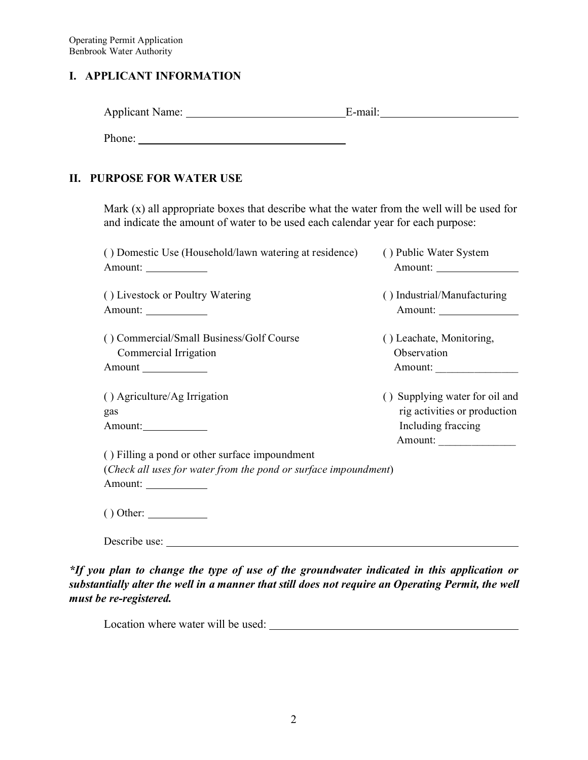## I. APPLICANT INFORMATION

Applicant Name: ____________________________ E-mail: ________________________

Phone: ______________________________________

## II. PURPOSE FOR WATER USE

Mark (x) all appropriate boxes that describe what the water from the well will be used for and indicate the amount of water to be used each calendar year for each purpose:

( ) Domestic Use (Household/lawn watering at residence)
Amount: ___________

( ) Public Water System
Amount: _______________

( ) Livestock or Poultry Watering
Amount: ___________

( ) Industrial/Manufacturing
Amount: ______________

( ) Commercial/Small Business/Golf Course Commercial Irrigation
Amount ____________

( ) Leachate, Monitoring, Observation
Amount: _______________

( ) Agriculture/Ag Irrigation
Amount: ____________

( ) Supplying water for oil and gas rig activities or production Including fraccing
Amount: ______________

( ) Filling a pond or other surface impoundment
(*Check all uses for water from the pond or surface impoundment*)
Amount: ___________

( ) Other: ___________

Describe use: _________________________________________________________________

***If you plan to change the type of use of the groundwater indicated in this application or substantially alter the well in a manner that still does not require an Operating Permit, the well must be re-registered.***

Location where water will be used: ____________________________________________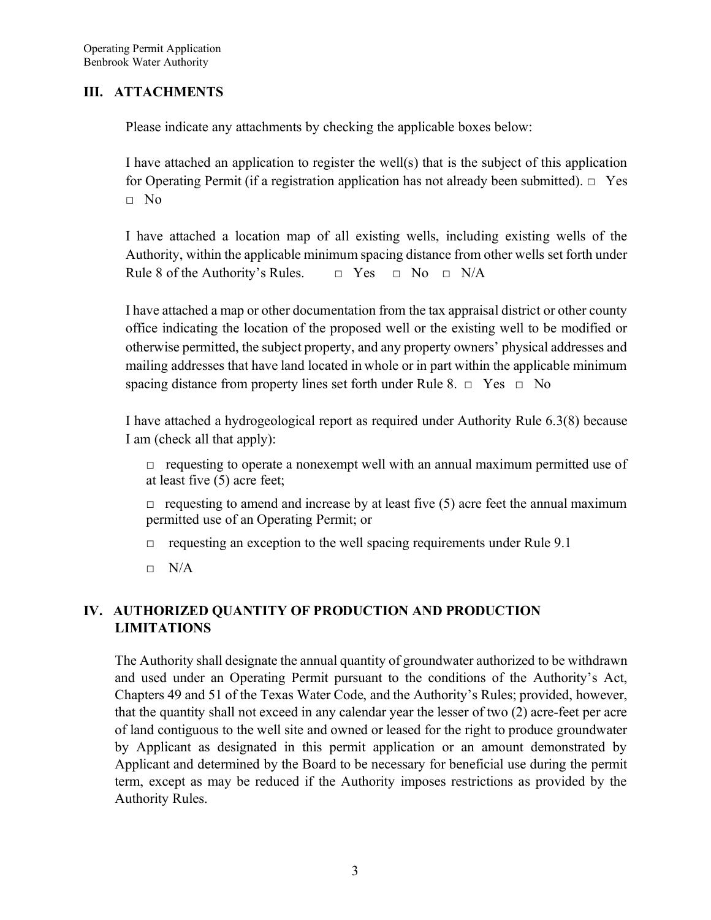## III. ATTACHMENTS

Please indicate any attachments by checking the applicable boxes below:

I have attached an application to register the well(s) that is the subject of this application for Operating Permit (if a registration application has not already been submitted). □ Yes □ No

I have attached a location map of all existing wells, including existing wells of the Authority, within the applicable minimum spacing distance from other wells set forth under Rule 8 of the Authority's Rules. □ Yes □ No □ N/A

I have attached a map or other documentation from the tax appraisal district or other county office indicating the location of the proposed well or the existing well to be modified or otherwise permitted, the subject property, and any property owners' physical addresses and mailing addresses that have land located in whole or in part within the applicable minimum spacing distance from property lines set forth under Rule 8. □ Yes □ No

I have attached a hydrogeological report as required under Authority Rule 6.3(8) because I am (check all that apply):

□ requesting to operate a nonexempt well with an annual maximum permitted use of at least five (5) acre feet;

□ requesting to amend and increase by at least five (5) acre feet the annual maximum permitted use of an Operating Permit; or

□ requesting an exception to the well spacing requirements under Rule 9.1

□ N/A

## IV. AUTHORIZED QUANTITY OF PRODUCTION AND PRODUCTION LIMITATIONS

The Authority shall designate the annual quantity of groundwater authorized to be withdrawn and used under an Operating Permit pursuant to the conditions of the Authority's Act, Chapters 49 and 51 of the Texas Water Code, and the Authority's Rules; provided, however, that the quantity shall not exceed in any calendar year the lesser of two (2) acre-feet per acre of land contiguous to the well site and owned or leased for the right to produce groundwater by Applicant as designated in this permit application or an amount demonstrated by Applicant and determined by the Board to be necessary for beneficial use during the permit term, except as may be reduced if the Authority imposes restrictions as provided by the Authority Rules.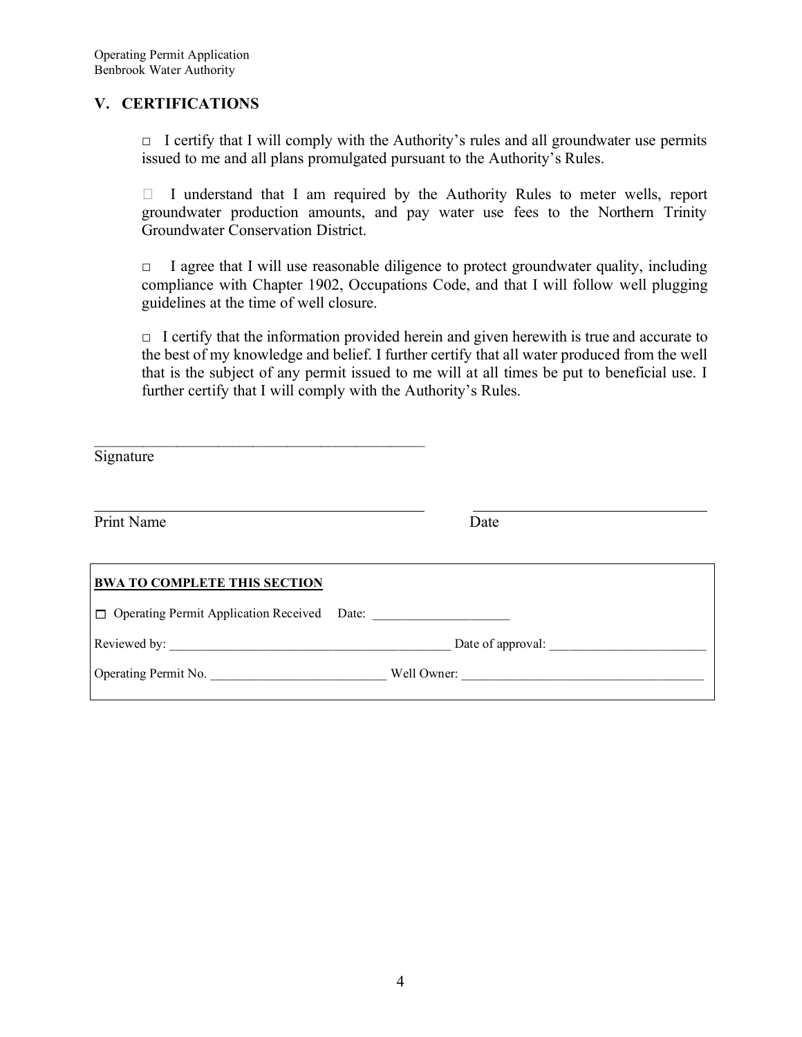## V. CERTIFICATIONS

□ I certify that I will comply with the Authority's rules and all groundwater use permits issued to me and all plans promulgated pursuant to the Authority's Rules.

□ I understand that I am required by the Authority Rules to meter wells, report groundwater production amounts, and pay water use fees to the Northern Trinity Groundwater Conservation District.

□ I agree that I will use reasonable diligence to protect groundwater quality, including compliance with Chapter 1902, Occupations Code, and that I will follow well plugging guidelines at the time of well closure.

□ I certify that the information provided herein and given herewith is true and accurate to the best of my knowledge and belief. I further certify that all water produced from the well that is the subject of any permit issued to me will at all times be put to beneficial use. I further certify that I will comply with the Authority's Rules.

\_\_\_\_\_\_\_\_\_\_\_\_\_\_\_\_\_\_\_\_\_\_\_\_\_\_\_\_\_\_\_\_\_\_\_\_\_\_\_\_\_\_\_\_
Signature

\_\_\_\_\_\_\_\_\_\_\_\_\_\_\_\_\_\_\_\_\_\_\_\_\_\_\_\_\_\_\_\_\_\_\_\_\_\_\_\_\_\_\_\_ \_\_\_\_\_\_\_\_\_\_\_\_\_\_\_\_\_\_\_\_\_\_\_\_\_\_\_\_\_\_
Print Name Date

**BWA TO COMPLETE THIS SECTION**

□ Operating Permit Application Received Date: \_\_\_\_\_\_\_\_\_\_\_\_\_\_\_\_\_\_\_\_

Reviewed by: \_\_\_\_\_\_\_\_\_\_\_\_\_\_\_\_\_\_\_\_\_\_\_\_\_\_\_\_\_\_\_\_\_\_\_\_\_\_\_\_ Date of approval: \_\_\_\_\_\_\_\_\_\_\_\_\_\_\_\_\_\_\_\_\_\_\_

Operating Permit No. \_\_\_\_\_\_\_\_\_\_\_\_\_\_\_\_\_\_\_\_\_\_\_\_\_\_ Well Owner: \_\_\_\_\_\_\_\_\_\_\_\_\_\_\_\_\_\_\_\_\_\_\_\_\_\_\_\_\_\_\_\_\_\_\_\_